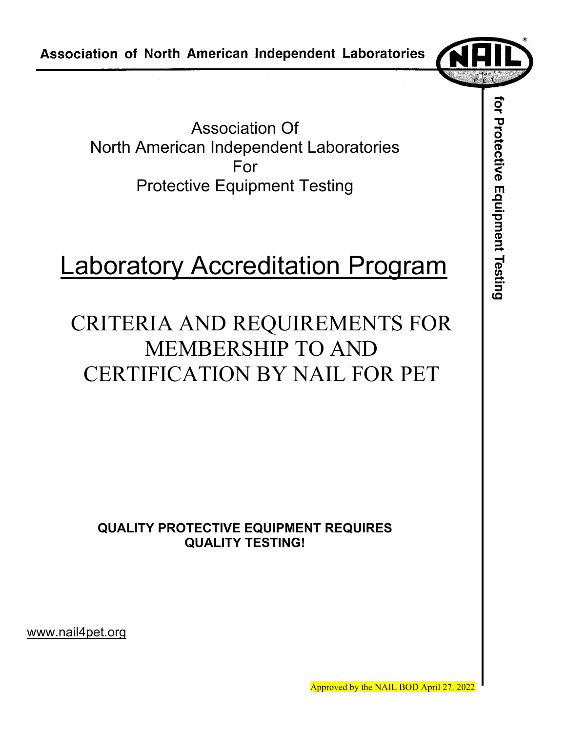Association of North American Independent Laboratories

Association Of
North American Independent Laboratories
For
Protective Equipment Testing

# Laboratory Accreditation Program

## CRITERIA AND REQUIREMENTS FOR MEMBERSHIP TO AND CERTIFICATION BY NAIL FOR PET

**QUALITY PROTECTIVE EQUIPMENT REQUIRES QUALITY TESTING!**

www.nail4pet.org

Approved by the NAIL BOD April 27. 2022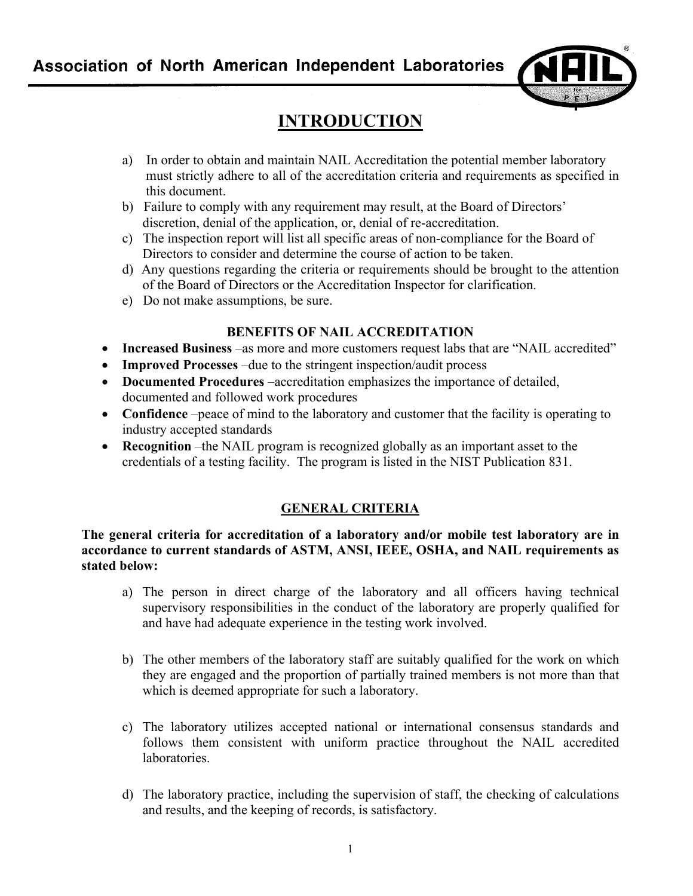# INTRODUCTION

a) In order to obtain and maintain NAIL Accreditation the potential member laboratory must strictly adhere to all of the accreditation criteria and requirements as specified in this document.
b) Failure to comply with any requirement may result, at the Board of Directors' discretion, denial of the application, or, denial of re-accreditation.
c) The inspection report will list all specific areas of non-compliance for the Board of Directors to consider and determine the course of action to be taken.
d) Any questions regarding the criteria or requirements should be brought to the attention of the Board of Directors or the Accreditation Inspector for clarification.
e) Do not make assumptions, be sure.

### BENEFITS OF NAIL ACCREDITATION

- **Increased Business** –as more and more customers request labs that are "NAIL accredited"
- **Improved Processes** –due to the stringent inspection/audit process
- **Documented Procedures** –accreditation emphasizes the importance of detailed, documented and followed work procedures
- **Confidence** –peace of mind to the laboratory and customer that the facility is operating to industry accepted standards
- **Recognition** –the NAIL program is recognized globally as an important asset to the credentials of a testing facility. The program is listed in the NIST Publication 831.

## GENERAL CRITERIA

**The general criteria for accreditation of a laboratory and/or mobile test laboratory are in accordance to current standards of ASTM, ANSI, IEEE, OSHA, and NAIL requirements as stated below:**

a) The person in direct charge of the laboratory and all officers having technical supervisory responsibilities in the conduct of the laboratory are properly qualified for and have had adequate experience in the testing work involved.

b) The other members of the laboratory staff are suitably qualified for the work on which they are engaged and the proportion of partially trained members is not more than that which is deemed appropriate for such a laboratory.

c) The laboratory utilizes accepted national or international consensus standards and follows them consistent with uniform practice throughout the NAIL accredited laboratories.

d) The laboratory practice, including the supervision of staff, the checking of calculations and results, and the keeping of records, is satisfactory.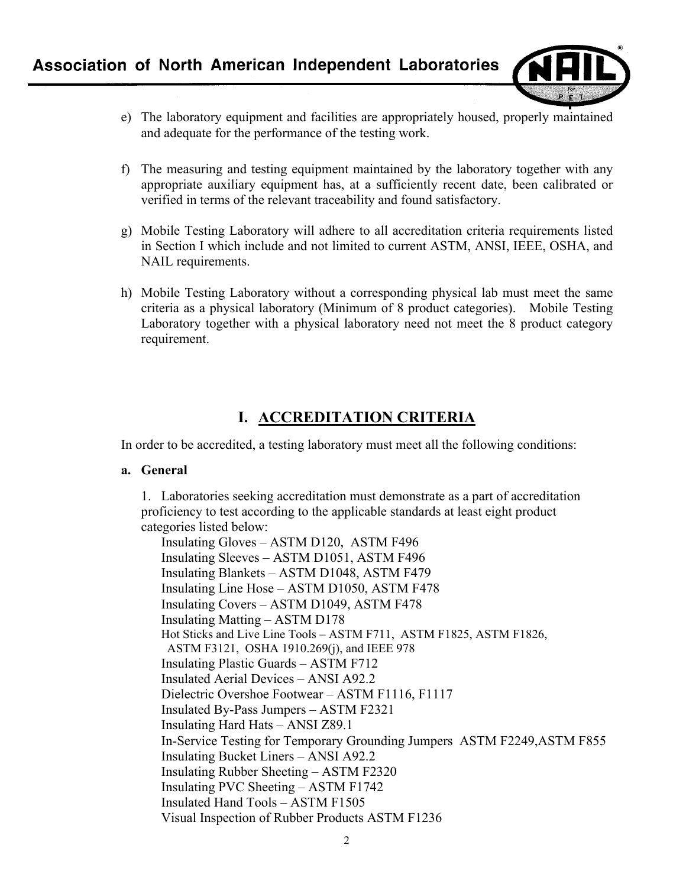e) The laboratory equipment and facilities are appropriately housed, properly maintained and adequate for the performance of the testing work.

f) The measuring and testing equipment maintained by the laboratory together with any appropriate auxiliary equipment has, at a sufficiently recent date, been calibrated or verified in terms of the relevant traceability and found satisfactory.

g) Mobile Testing Laboratory will adhere to all accreditation criteria requirements listed in Section I which include and not limited to current ASTM, ANSI, IEEE, OSHA, and NAIL requirements.

h) Mobile Testing Laboratory without a corresponding physical lab must meet the same criteria as a physical laboratory (Minimum of 8 product categories). Mobile Testing Laboratory together with a physical laboratory need not meet the 8 product category requirement.

# I. ACCREDITATION CRITERIA

In order to be accredited, a testing laboratory must meet all the following conditions:

**a. General**

1. Laboratories seeking accreditation must demonstrate as a part of accreditation proficiency to test according to the applicable standards at least eight product categories listed below:

Insulating Gloves – ASTM D120, ASTM F496
Insulating Sleeves – ASTM D1051, ASTM F496
Insulating Blankets – ASTM D1048, ASTM F479
Insulating Line Hose – ASTM D1050, ASTM F478
Insulating Covers – ASTM D1049, ASTM F478
Insulating Matting – ASTM D178
Hot Sticks and Live Line Tools – ASTM F711, ASTM F1825, ASTM F1826, ASTM F3121, OSHA 1910.269(j), and IEEE 978
Insulating Plastic Guards – ASTM F712
Insulated Aerial Devices – ANSI A92.2
Dielectric Overshoe Footwear – ASTM F1116, F1117
Insulated By-Pass Jumpers – ASTM F2321
Insulating Hard Hats – ANSI Z89.1
In-Service Testing for Temporary Grounding Jumpers ASTM F2249,ASTM F855
Insulating Bucket Liners – ANSI A92.2
Insulating Rubber Sheeting – ASTM F2320
Insulating PVC Sheeting – ASTM F1742
Insulated Hand Tools – ASTM F1505
Visual Inspection of Rubber Products ASTM F1236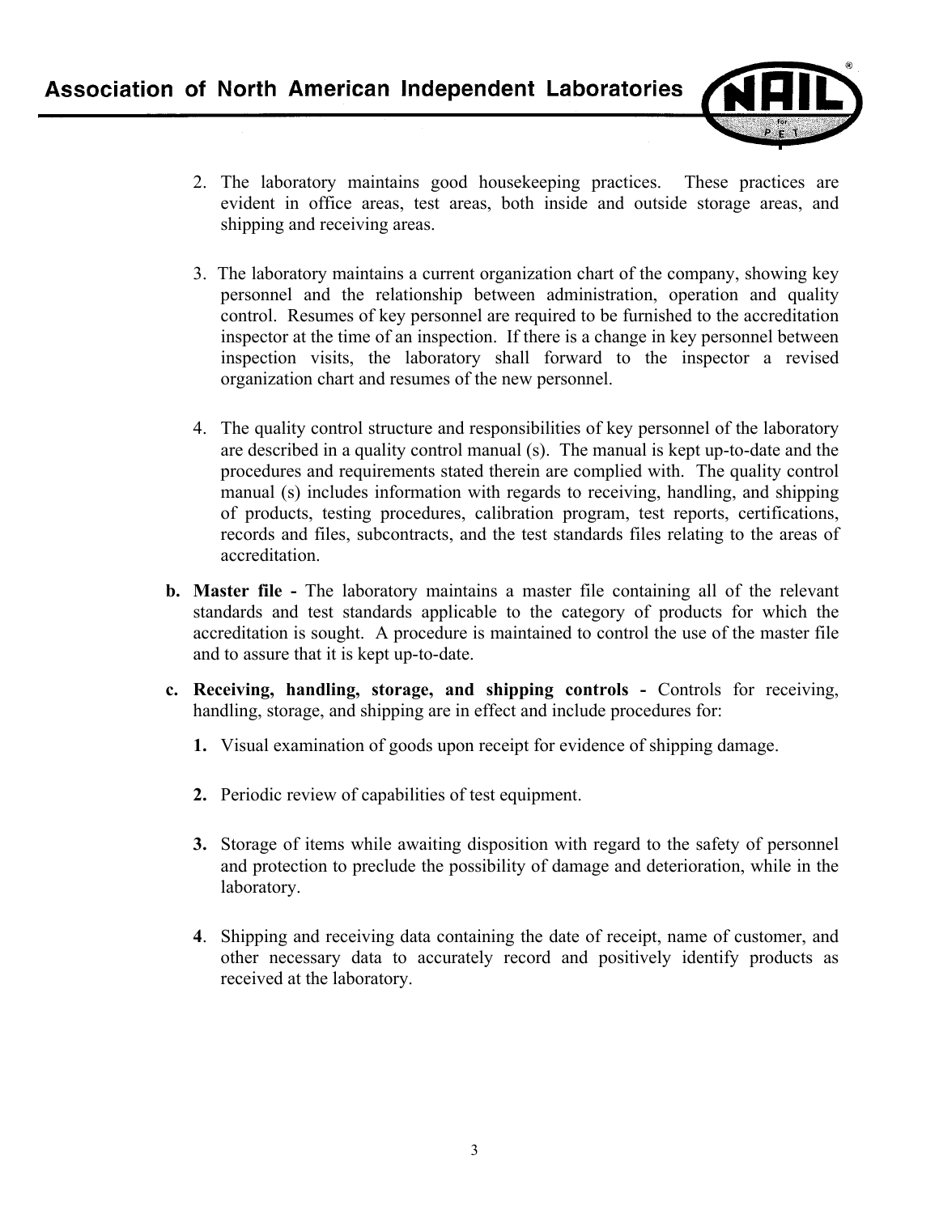2. The laboratory maintains good housekeeping practices. These practices are evident in office areas, test areas, both inside and outside storage areas, and shipping and receiving areas.

3. The laboratory maintains a current organization chart of the company, showing key personnel and the relationship between administration, operation and quality control. Resumes of key personnel are required to be furnished to the accreditation inspector at the time of an inspection. If there is a change in key personnel between inspection visits, the laboratory shall forward to the inspector a revised organization chart and resumes of the new personnel.

4. The quality control structure and responsibilities of key personnel of the laboratory are described in a quality control manual (s). The manual is kept up-to-date and the procedures and requirements stated therein are complied with. The quality control manual (s) includes information with regards to receiving, handling, and shipping of products, testing procedures, calibration program, test reports, certifications, records and files, subcontracts, and the test standards files relating to the areas of accreditation.

**b. Master file -** The laboratory maintains a master file containing all of the relevant standards and test standards applicable to the category of products for which the accreditation is sought. A procedure is maintained to control the use of the master file and to assure that it is kept up-to-date.

**c. Receiving, handling, storage, and shipping controls -** Controls for receiving, handling, storage, and shipping are in effect and include procedures for:

**1.** Visual examination of goods upon receipt for evidence of shipping damage.

**2.** Periodic review of capabilities of test equipment.

**3.** Storage of items while awaiting disposition with regard to the safety of personnel and protection to preclude the possibility of damage and deterioration, while in the laboratory.

**4**. Shipping and receiving data containing the date of receipt, name of customer, and other necessary data to accurately record and positively identify products as received at the laboratory.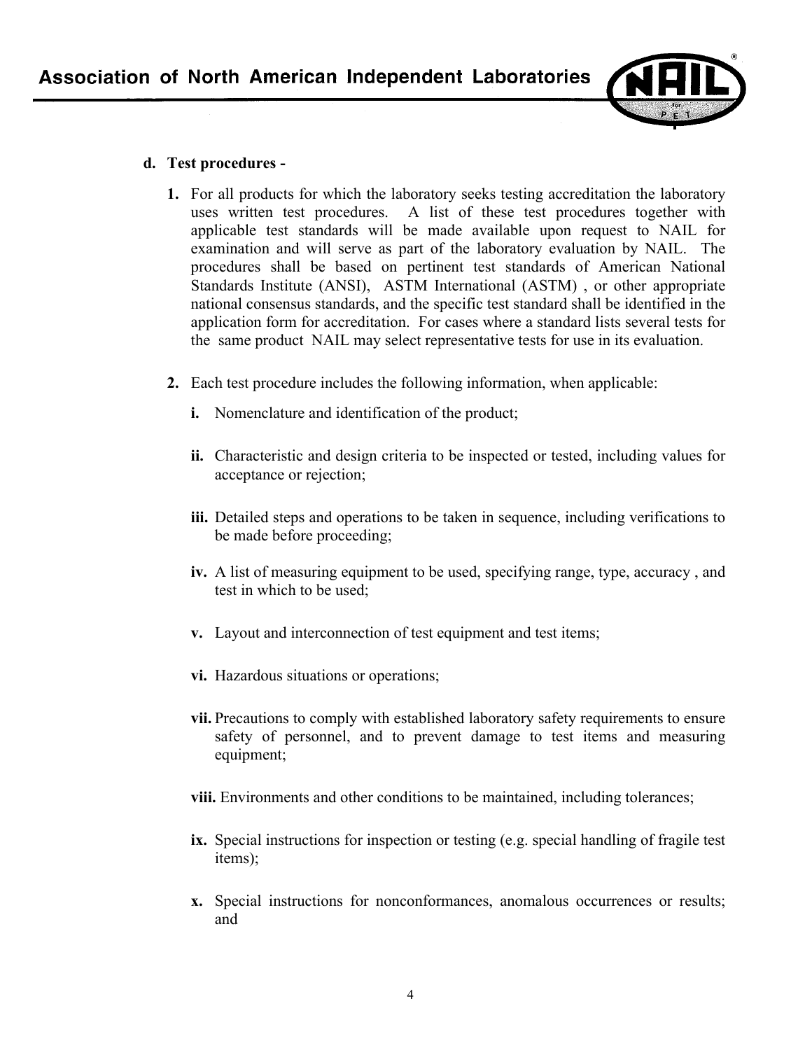**d. Test procedures -**

1. For all products for which the laboratory seeks testing accreditation the laboratory uses written test procedures. A list of these test procedures together with applicable test standards will be made available upon request to NAIL for examination and will serve as part of the laboratory evaluation by NAIL. The procedures shall be based on pertinent test standards of American National Standards Institute (ANSI), ASTM International (ASTM) , or other appropriate national consensus standards, and the specific test standard shall be identified in the application form for accreditation. For cases where a standard lists several tests for the same product NAIL may select representative tests for use in its evaluation.

2. Each test procedure includes the following information, when applicable:

   **i.** Nomenclature and identification of the product;

   **ii.** Characteristic and design criteria to be inspected or tested, including values for acceptance or rejection;

   **iii.** Detailed steps and operations to be taken in sequence, including verifications to be made before proceeding;

   **iv.** A list of measuring equipment to be used, specifying range, type, accuracy , and test in which to be used;

   **v.** Layout and interconnection of test equipment and test items;

   **vi.** Hazardous situations or operations;

   **vii.** Precautions to comply with established laboratory safety requirements to ensure safety of personnel, and to prevent damage to test items and measuring equipment;

   **viii.** Environments and other conditions to be maintained, including tolerances;

   **ix.** Special instructions for inspection or testing (e.g. special handling of fragile test items);

   **x.** Special instructions for nonconformances, anomalous occurrences or results; and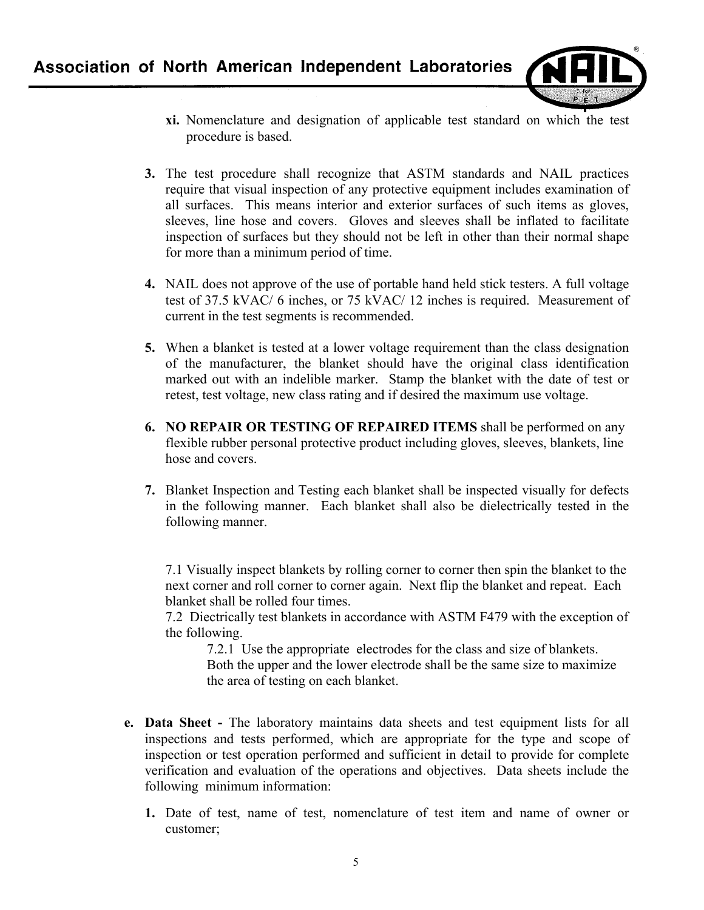xi. Nomenclature and designation of applicable test standard on which the test procedure is based.

3. The test procedure shall recognize that ASTM standards and NAIL practices require that visual inspection of any protective equipment includes examination of all surfaces. This means interior and exterior surfaces of such items as gloves, sleeves, line hose and covers. Gloves and sleeves shall be inflated to facilitate inspection of surfaces but they should not be left in other than their normal shape for more than a minimum period of time.

4. NAIL does not approve of the use of portable hand held stick testers. A full voltage test of 37.5 kVAC/ 6 inches, or 75 kVAC/ 12 inches is required. Measurement of current in the test segments is recommended.

5. When a blanket is tested at a lower voltage requirement than the class designation of the manufacturer, the blanket should have the original class identification marked out with an indelible marker. Stamp the blanket with the date of test or retest, test voltage, new class rating and if desired the maximum use voltage.

6. **NO REPAIR OR TESTING OF REPAIRED ITEMS** shall be performed on any flexible rubber personal protective product including gloves, sleeves, blankets, line hose and covers.

7. Blanket Inspection and Testing each blanket shall be inspected visually for defects in the following manner. Each blanket shall also be dielectrically tested in the following manner.

   7.1 Visually inspect blankets by rolling corner to corner then spin the blanket to the next corner and roll corner to corner again. Next flip the blanket and repeat. Each blanket shall be rolled four times.
   7.2 Diectrically test blankets in accordance with ASTM F479 with the exception of the following.
   7.2.1 Use the appropriate electrodes for the class and size of blankets. Both the upper and the lower electrode shall be the same size to maximize the area of testing on each blanket.

e. **Data Sheet -** The laboratory maintains data sheets and test equipment lists for all inspections and tests performed, which are appropriate for the type and scope of inspection or test operation performed and sufficient in detail to provide for complete verification and evaluation of the operations and objectives. Data sheets include the following minimum information:

1. Date of test, name of test, nomenclature of test item and name of owner or customer;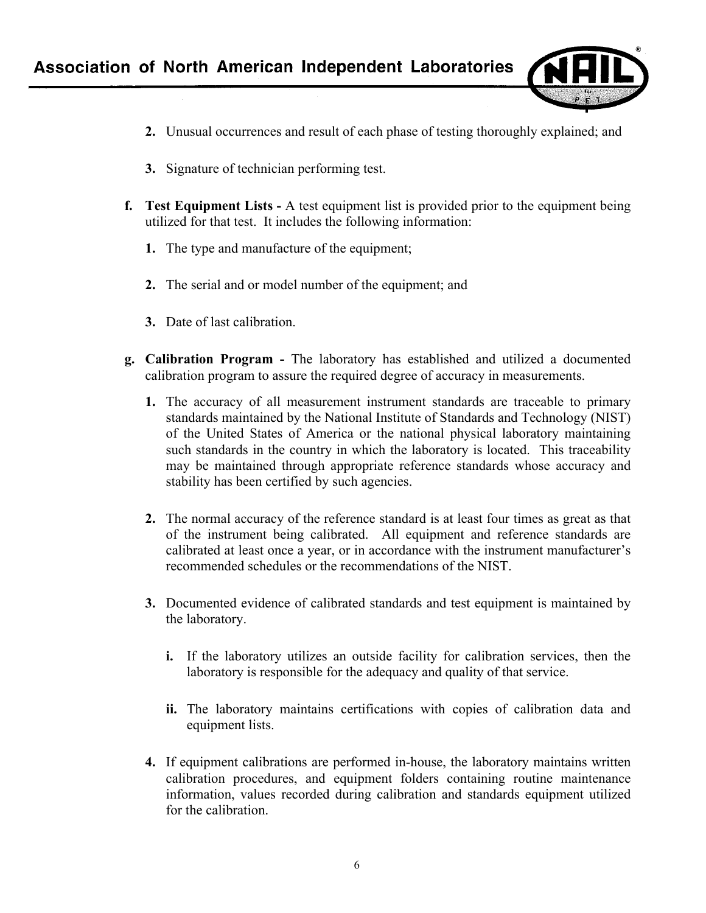2. Unusual occurrences and result of each phase of testing thoroughly explained; and

3. Signature of technician performing test.

**f. Test Equipment Lists -** A test equipment list is provided prior to the equipment being utilized for that test. It includes the following information:

1. The type and manufacture of the equipment;

2. The serial and or model number of the equipment; and

3. Date of last calibration.

**g. Calibration Program -** The laboratory has established and utilized a documented calibration program to assure the required degree of accuracy in measurements.

1. The accuracy of all measurement instrument standards are traceable to primary standards maintained by the National Institute of Standards and Technology (NIST) of the United States of America or the national physical laboratory maintaining such standards in the country in which the laboratory is located. This traceability may be maintained through appropriate reference standards whose accuracy and stability has been certified by such agencies.

2. The normal accuracy of the reference standard is at least four times as great as that of the instrument being calibrated. All equipment and reference standards are calibrated at least once a year, or in accordance with the instrument manufacturer's recommended schedules or the recommendations of the NIST.

3. Documented evidence of calibrated standards and test equipment is maintained by the laboratory.

   **i.** If the laboratory utilizes an outside facility for calibration services, then the laboratory is responsible for the adequacy and quality of that service.

   **ii.** The laboratory maintains certifications with copies of calibration data and equipment lists.

4. If equipment calibrations are performed in-house, the laboratory maintains written calibration procedures, and equipment folders containing routine maintenance information, values recorded during calibration and standards equipment utilized for the calibration.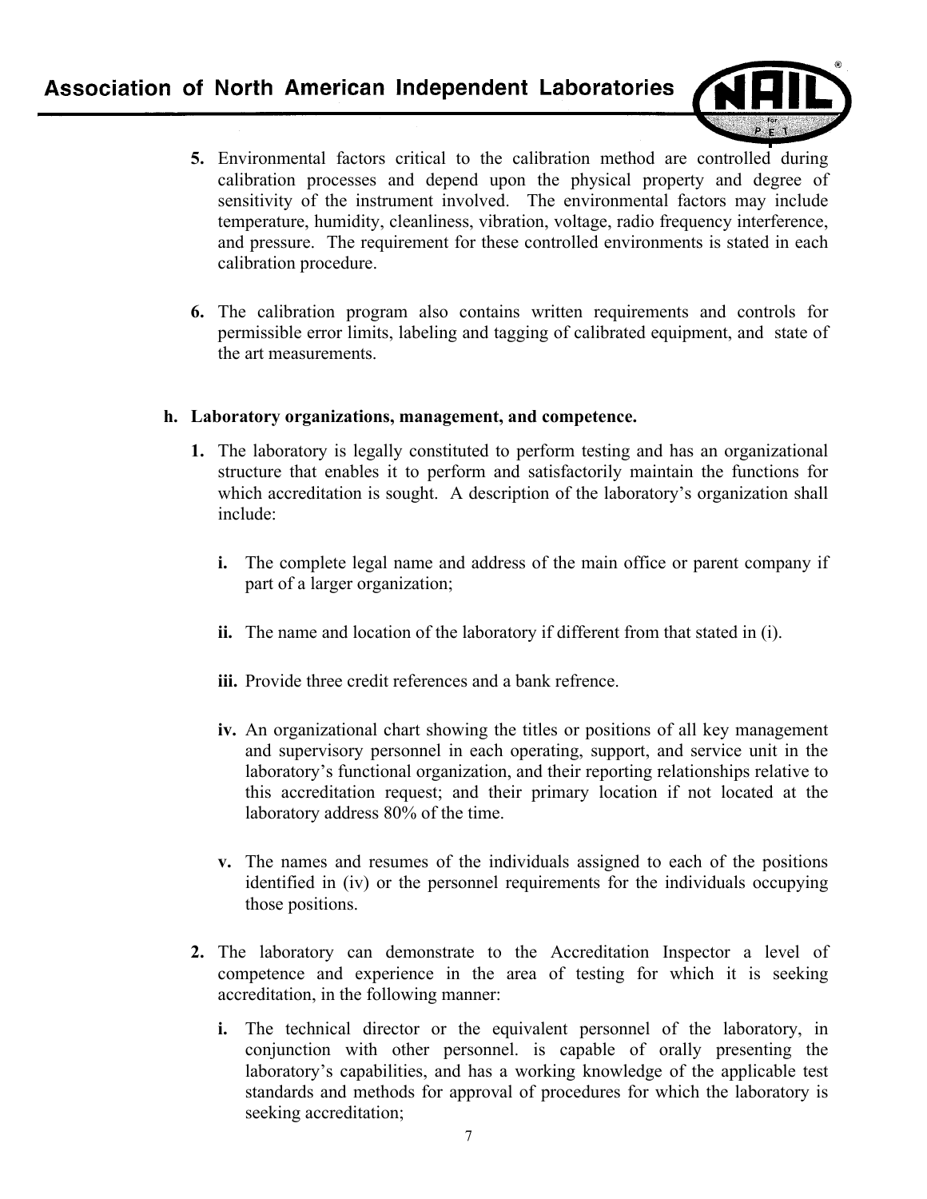5. Environmental factors critical to the calibration method are controlled during calibration processes and depend upon the physical property and degree of sensitivity of the instrument involved. The environmental factors may include temperature, humidity, cleanliness, vibration, voltage, radio frequency interference, and pressure. The requirement for these controlled environments is stated in each calibration procedure.

6. The calibration program also contains written requirements and controls for permissible error limits, labeling and tagging of calibrated equipment, and state of the art measurements.

**h. Laboratory organizations, management, and competence.**

1. The laboratory is legally constituted to perform testing and has an organizational structure that enables it to perform and satisfactorily maintain the functions for which accreditation is sought. A description of the laboratory's organization shall include:

   **i.** The complete legal name and address of the main office or parent company if part of a larger organization;

   **ii.** The name and location of the laboratory if different from that stated in (i).

   **iii.** Provide three credit references and a bank refrence.

   **iv.** An organizational chart showing the titles or positions of all key management and supervisory personnel in each operating, support, and service unit in the laboratory's functional organization, and their reporting relationships relative to this accreditation request; and their primary location if not located at the laboratory address 80% of the time.

   **v.** The names and resumes of the individuals assigned to each of the positions identified in (iv) or the personnel requirements for the individuals occupying those positions.

2. The laboratory can demonstrate to the Accreditation Inspector a level of competence and experience in the area of testing for which it is seeking accreditation, in the following manner:

   **i.** The technical director or the equivalent personnel of the laboratory, in conjunction with other personnel. is capable of orally presenting the laboratory's capabilities, and has a working knowledge of the applicable test standards and methods for approval of procedures for which the laboratory is seeking accreditation;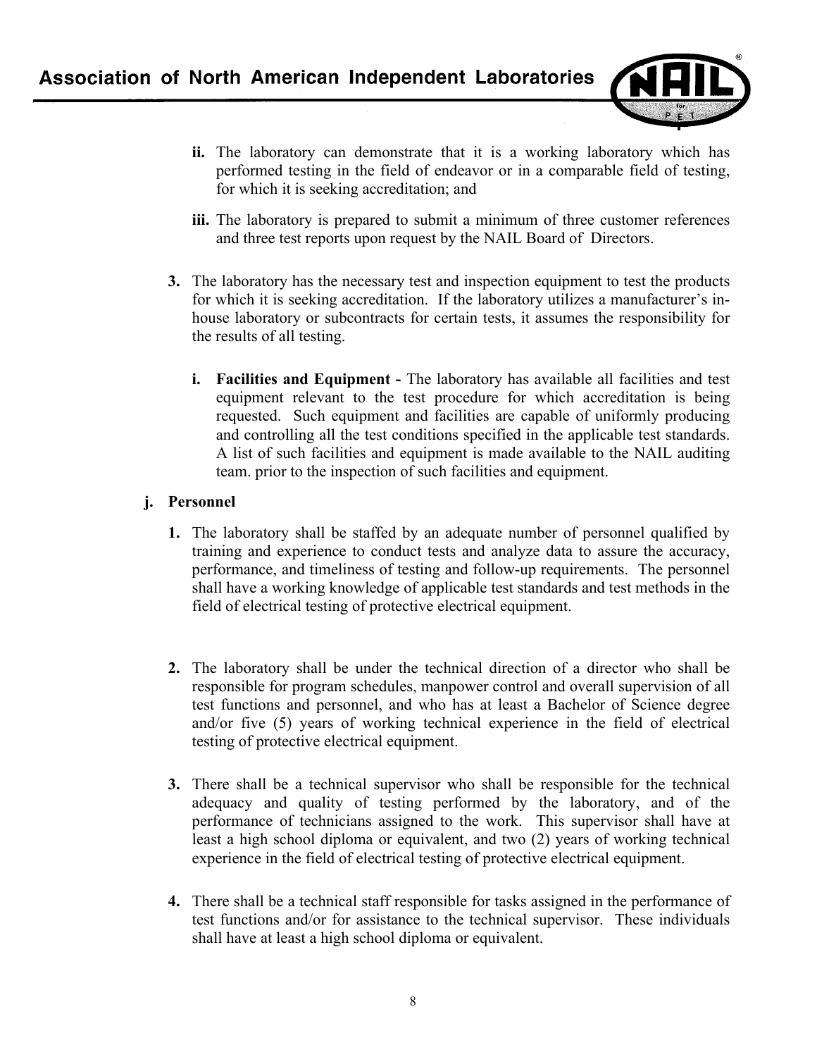**ii.** The laboratory can demonstrate that it is a working laboratory which has performed testing in the field of endeavor or in a comparable field of testing, for which it is seeking accreditation; and

**iii.** The laboratory is prepared to submit a minimum of three customer references and three test reports upon request by the NAIL Board of Directors.

**3.** The laboratory has the necessary test and inspection equipment to test the products for which it is seeking accreditation. If the laboratory utilizes a manufacturer's in-house laboratory or subcontracts for certain tests, it assumes the responsibility for the results of all testing.

**i. Facilities and Equipment -** The laboratory has available all facilities and test equipment relevant to the test procedure for which accreditation is being requested. Such equipment and facilities are capable of uniformly producing and controlling all the test conditions specified in the applicable test standards. A list of such facilities and equipment is made available to the NAIL auditing team. prior to the inspection of such facilities and equipment.

**j. Personnel**

**1.** The laboratory shall be staffed by an adequate number of personnel qualified by training and experience to conduct tests and analyze data to assure the accuracy, performance, and timeliness of testing and follow-up requirements. The personnel shall have a working knowledge of applicable test standards and test methods in the field of electrical testing of protective electrical equipment.

**2.** The laboratory shall be under the technical direction of a director who shall be responsible for program schedules, manpower control and overall supervision of all test functions and personnel, and who has at least a Bachelor of Science degree and/or five (5) years of working technical experience in the field of electrical testing of protective electrical equipment.

**3.** There shall be a technical supervisor who shall be responsible for the technical adequacy and quality of testing performed by the laboratory, and of the performance of technicians assigned to the work. This supervisor shall have at least a high school diploma or equivalent, and two (2) years of working technical experience in the field of electrical testing of protective electrical equipment.

**4.** There shall be a technical staff responsible for tasks assigned in the performance of test functions and/or for assistance to the technical supervisor. These individuals shall have at least a high school diploma or equivalent.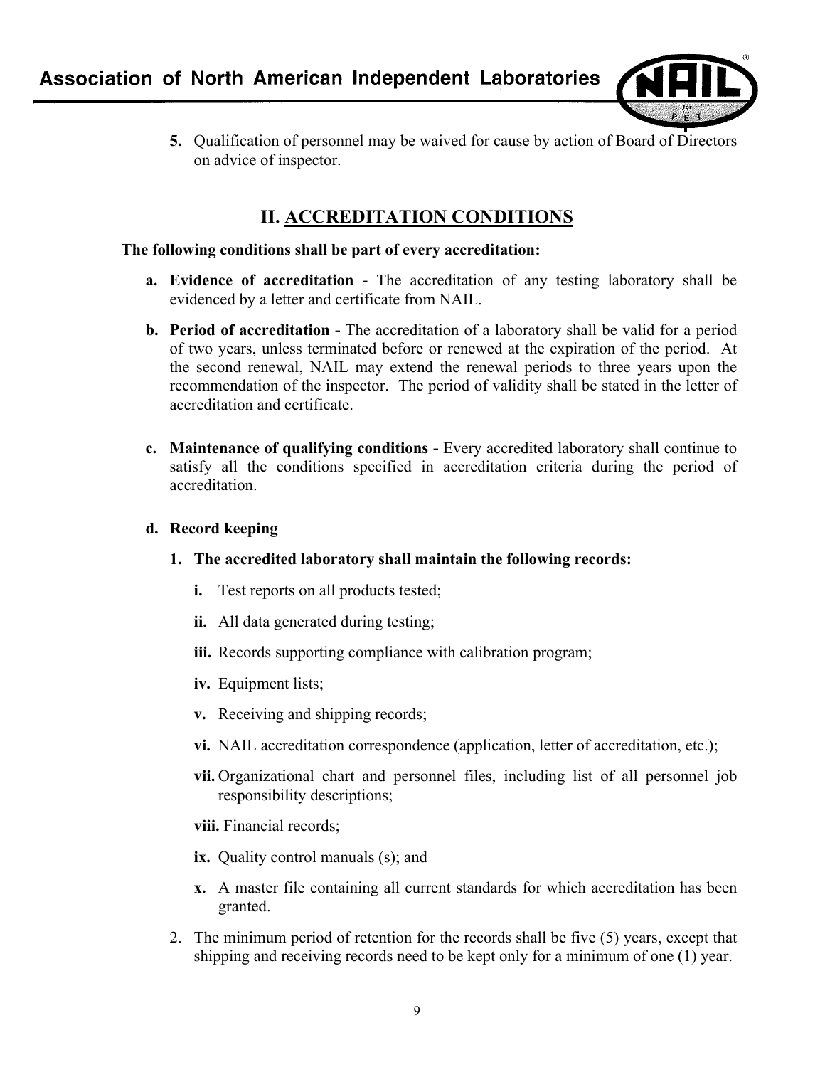5. Qualification of personnel may be waived for cause by action of Board of Directors on advice of inspector.

## II. ACCREDITATION CONDITIONS

**The following conditions shall be part of every accreditation:**

**a. Evidence of accreditation -** The accreditation of any testing laboratory shall be evidenced by a letter and certificate from NAIL.

**b. Period of accreditation -** The accreditation of a laboratory shall be valid for a period of two years, unless terminated before or renewed at the expiration of the period. At the second renewal, NAIL may extend the renewal periods to three years upon the recommendation of the inspector. The period of validity shall be stated in the letter of accreditation and certificate.

**c. Maintenance of qualifying conditions -** Every accredited laboratory shall continue to satisfy all the conditions specified in accreditation criteria during the period of accreditation.

**d. Record keeping**

**1. The accredited laboratory shall maintain the following records:**

- **i.** Test reports on all products tested;
- **ii.** All data generated during testing;
- **iii.** Records supporting compliance with calibration program;
- **iv.** Equipment lists;
- **v.** Receiving and shipping records;
- **vi.** NAIL accreditation correspondence (application, letter of accreditation, etc.);
- **vii.** Organizational chart and personnel files, including list of all personnel job responsibility descriptions;
- **viii.** Financial records;
- **ix.** Quality control manuals (s); and
- **x.** A master file containing all current standards for which accreditation has been granted.

2. The minimum period of retention for the records shall be five (5) years, except that shipping and receiving records need to be kept only for a minimum of one (1) year.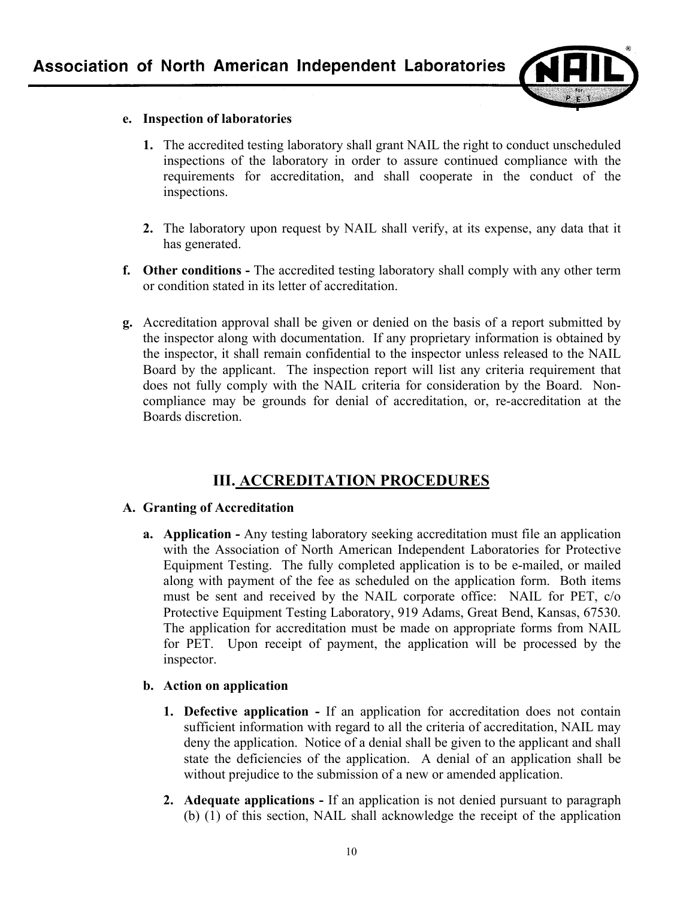**e. Inspection of laboratories**

1. The accredited testing laboratory shall grant NAIL the right to conduct unscheduled inspections of the laboratory in order to assure continued compliance with the requirements for accreditation, and shall cooperate in the conduct of the inspections.

2. The laboratory upon request by NAIL shall verify, at its expense, any data that it has generated.

**f. Other conditions -** The accredited testing laboratory shall comply with any other term or condition stated in its letter of accreditation.

**g.** Accreditation approval shall be given or denied on the basis of a report submitted by the inspector along with documentation. If any proprietary information is obtained by the inspector, it shall remain confidential to the inspector unless released to the NAIL Board by the applicant. The inspection report will list any criteria requirement that does not fully comply with the NAIL criteria for consideration by the Board. Non-compliance may be grounds for denial of accreditation, or, re-accreditation at the Boards discretion.

## III. ACCREDITATION PROCEDURES

### A. Granting of Accreditation

**a. Application -** Any testing laboratory seeking accreditation must file an application with the Association of North American Independent Laboratories for Protective Equipment Testing. The fully completed application is to be e-mailed, or mailed along with payment of the fee as scheduled on the application form. Both items must be sent and received by the NAIL corporate office: NAIL for PET, c/o Protective Equipment Testing Laboratory, 919 Adams, Great Bend, Kansas, 67530. The application for accreditation must be made on appropriate forms from NAIL for PET. Upon receipt of payment, the application will be processed by the inspector.

**b. Action on application**

1. **Defective application -** If an application for accreditation does not contain sufficient information with regard to all the criteria of accreditation, NAIL may deny the application. Notice of a denial shall be given to the applicant and shall state the deficiencies of the application. A denial of an application shall be without prejudice to the submission of a new or amended application.

2. **Adequate applications -** If an application is not denied pursuant to paragraph (b) (1) of this section, NAIL shall acknowledge the receipt of the application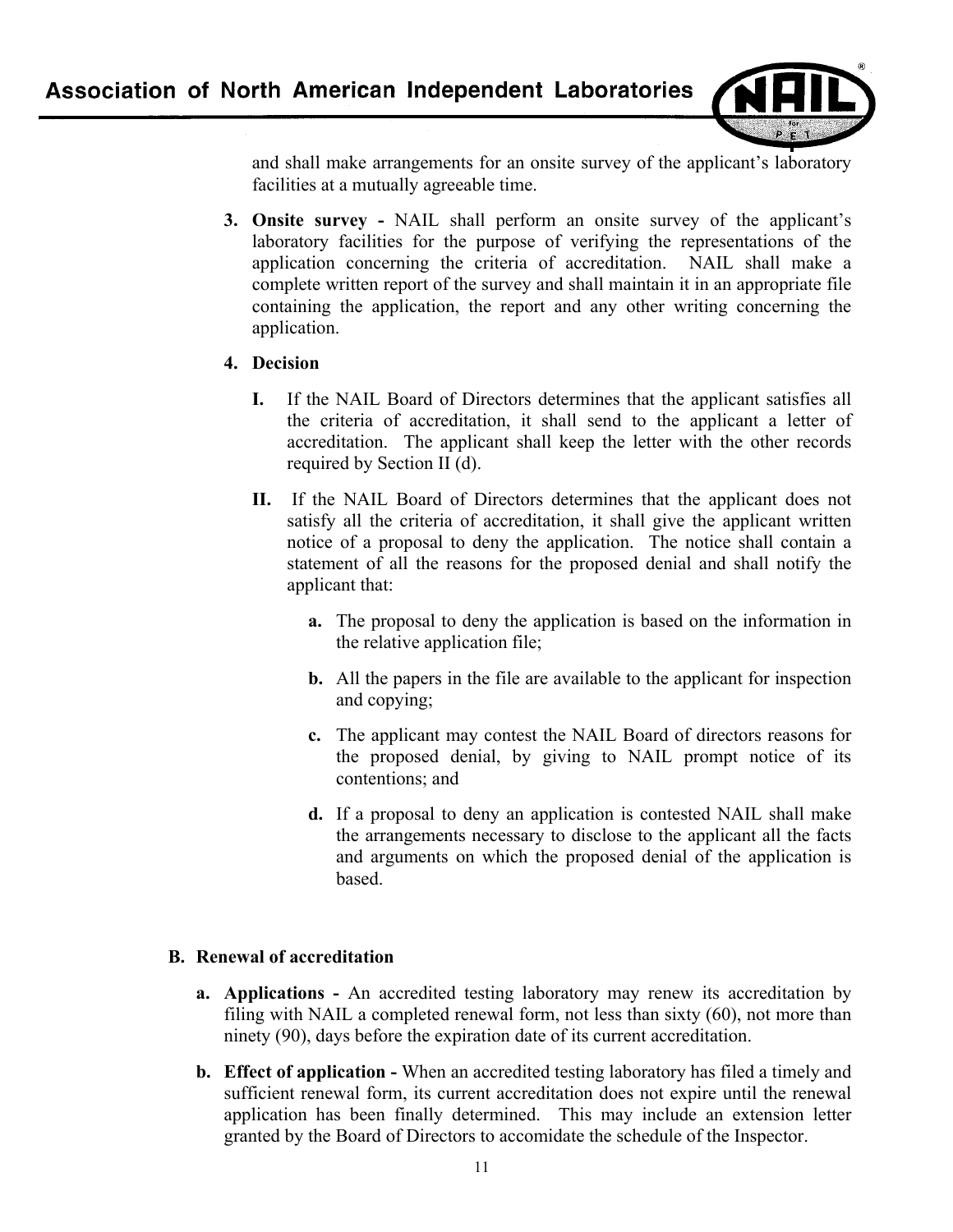and shall make arrangements for an onsite survey of the applicant's laboratory facilities at a mutually agreeable time.

3. **Onsite survey -** NAIL shall perform an onsite survey of the applicant's laboratory facilities for the purpose of verifying the representations of the application concerning the criteria of accreditation. NAIL shall make a complete written report of the survey and shall maintain it in an appropriate file containing the application, the report and any other writing concerning the application.

4. **Decision**

   **I.** If the NAIL Board of Directors determines that the applicant satisfies all the criteria of accreditation, it shall send to the applicant a letter of accreditation. The applicant shall keep the letter with the other records required by Section II (d).

   **II.** If the NAIL Board of Directors determines that the applicant does not satisfy all the criteria of accreditation, it shall give the applicant written notice of a proposal to deny the application. The notice shall contain a statement of all the reasons for the proposed denial and shall notify the applicant that:

   - **a.** The proposal to deny the application is based on the information in the relative application file;
   - **b.** All the papers in the file are available to the applicant for inspection and copying;
   - **c.** The applicant may contest the NAIL Board of directors reasons for the proposed denial, by giving to NAIL prompt notice of its contentions; and
   - **d.** If a proposal to deny an application is contested NAIL shall make the arrangements necessary to disclose to the applicant all the facts and arguments on which the proposed denial of the application is based.

**B. Renewal of accreditation**

- **a. Applications -** An accredited testing laboratory may renew its accreditation by filing with NAIL a completed renewal form, not less than sixty (60), not more than ninety (90), days before the expiration date of its current accreditation.
- **b. Effect of application -** When an accredited testing laboratory has filed a timely and sufficient renewal form, its current accreditation does not expire until the renewal application has been finally determined. This may include an extension letter granted by the Board of Directors to accomidate the schedule of the Inspector.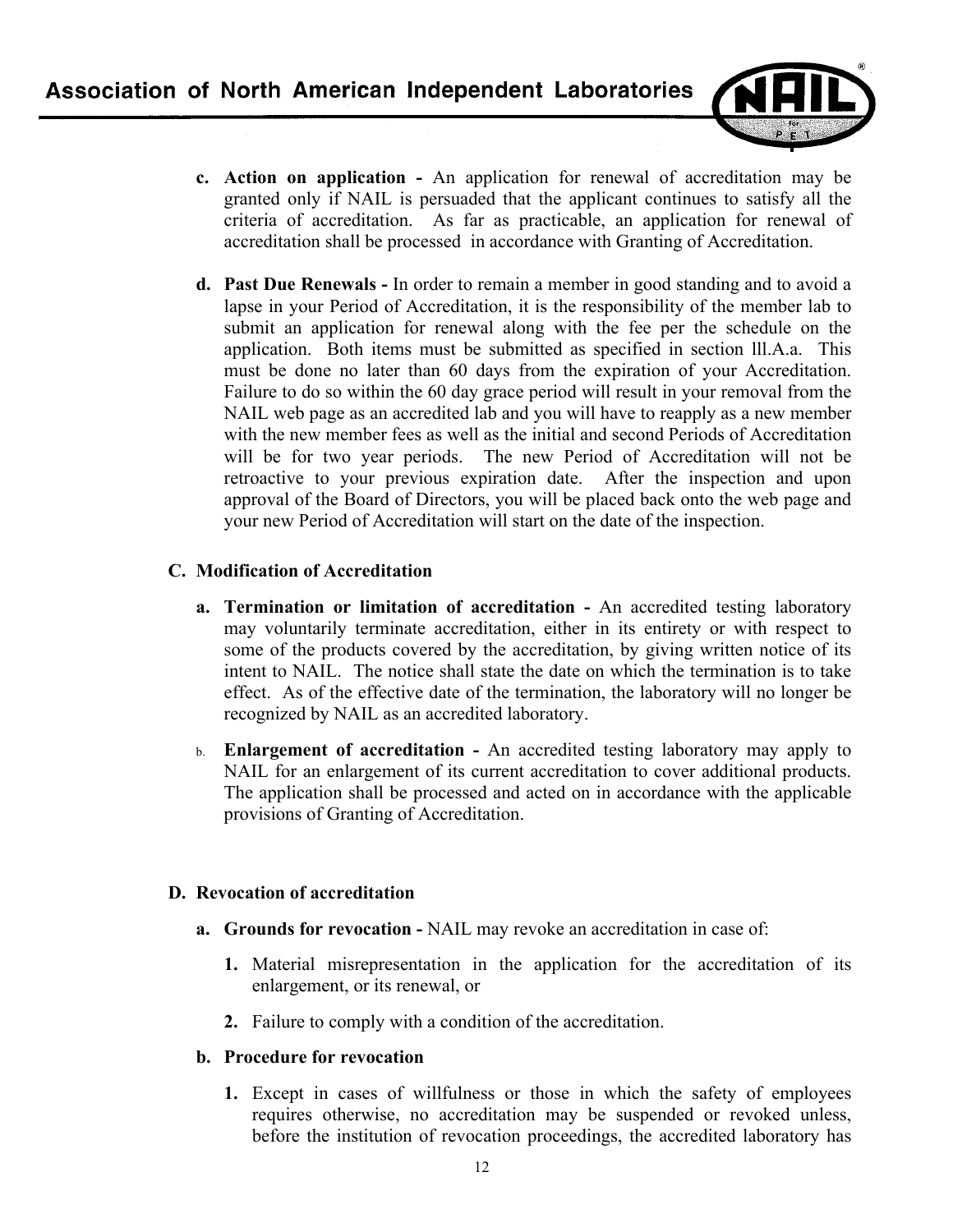c. **Action on application -** An application for renewal of accreditation may be granted only if NAIL is persuaded that the applicant continues to satisfy all the criteria of accreditation. As far as practicable, an application for renewal of accreditation shall be processed in accordance with Granting of Accreditation.

d. **Past Due Renewals -** In order to remain a member in good standing and to avoid a lapse in your Period of Accreditation, it is the responsibility of the member lab to submit an application for renewal along with the fee per the schedule on the application. Both items must be submitted as specified in section lll.A.a. This must be done no later than 60 days from the expiration of your Accreditation. Failure to do so within the 60 day grace period will result in your removal from the NAIL web page as an accredited lab and you will have to reapply as a new member with the new member fees as well as the initial and second Periods of Accreditation will be for two year periods. The new Period of Accreditation will not be retroactive to your previous expiration date. After the inspection and upon approval of the Board of Directors, you will be placed back onto the web page and your new Period of Accreditation will start on the date of the inspection.

## C. Modification of Accreditation

a. **Termination or limitation of accreditation -** An accredited testing laboratory may voluntarily terminate accreditation, either in its entirety or with respect to some of the products covered by the accreditation, by giving written notice of its intent to NAIL. The notice shall state the date on which the termination is to take effect. As of the effective date of the termination, the laboratory will no longer be recognized by NAIL as an accredited laboratory.

b. **Enlargement of accreditation -** An accredited testing laboratory may apply to NAIL for an enlargement of its current accreditation to cover additional products. The application shall be processed and acted on in accordance with the applicable provisions of Granting of Accreditation.

## D. Revocation of accreditation

a. **Grounds for revocation -** NAIL may revoke an accreditation in case of:

1. Material misrepresentation in the application for the accreditation of its enlargement, or its renewal, or
2. Failure to comply with a condition of the accreditation.

b. **Procedure for revocation**

1. Except in cases of willfulness or those in which the safety of employees requires otherwise, no accreditation may be suspended or revoked unless, before the institution of revocation proceedings, the accredited laboratory has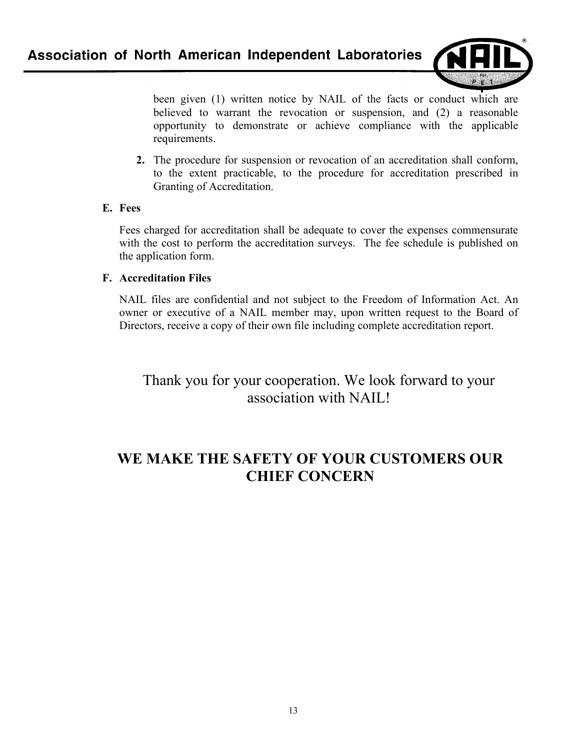been given (1) written notice by NAIL of the facts or conduct which are believed to warrant the revocation or suspension, and (2) a reasonable opportunity to demonstrate or achieve compliance with the applicable requirements.

2. The procedure for suspension or revocation of an accreditation shall conform, to the extent practicable, to the procedure for accreditation prescribed in Granting of Accreditation.

**E. Fees**

Fees charged for accreditation shall be adequate to cover the expenses commensurate with the cost to perform the accreditation surveys. The fee schedule is published on the application form.

**F. Accreditation Files**

NAIL files are confidential and not subject to the Freedom of Information Act. An owner or executive of a NAIL member may, upon written request to the Board of Directors, receive a copy of their own file including complete accreditation report.

Thank you for your cooperation. We look forward to your association with NAIL!

**WE MAKE THE SAFETY OF YOUR CUSTOMERS OUR CHIEF CONCERN**